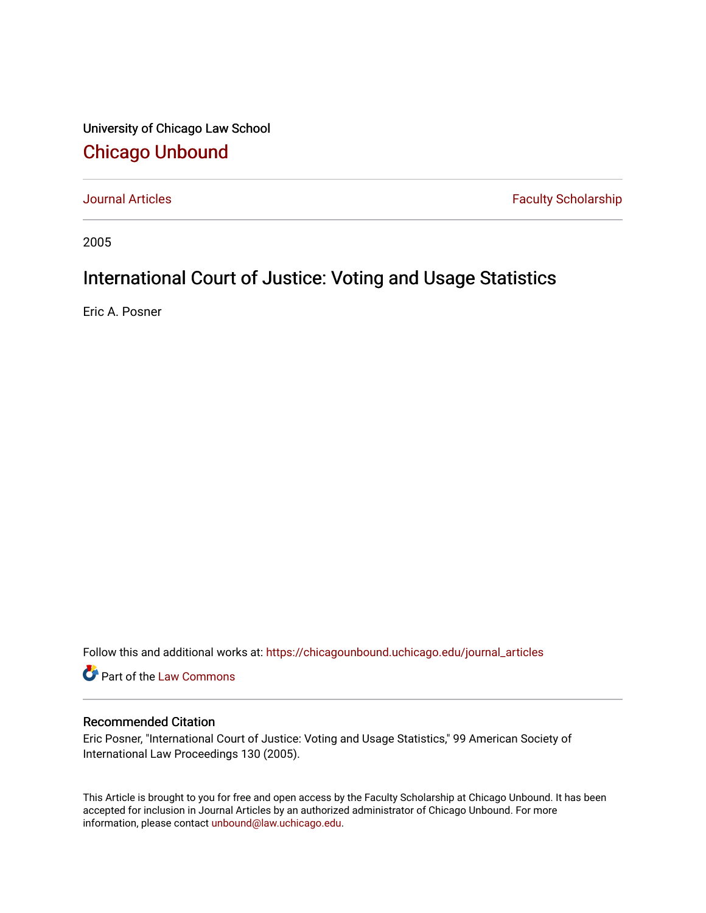University of Chicago Law School

## Chicago Unbound

Journal Articles | Faculty Scholarship

2005

# International Court of Justice: Voting and Usage Statistics

Eric A. Posner

Follow this and additional works at: https://chicagounbound.uchicago.edu/journal_articles

Part of the Law Commons

### Recommended Citation

Eric Posner, "International Court of Justice: Voting and Usage Statistics," 99 American Society of International Law Proceedings 130 (2005).

This Article is brought to you for free and open access by the Faculty Scholarship at Chicago Unbound. It has been accepted for inclusion in Journal Articles by an authorized administrator of Chicago Unbound. For more information, please contact unbound@law.uchicago.edu.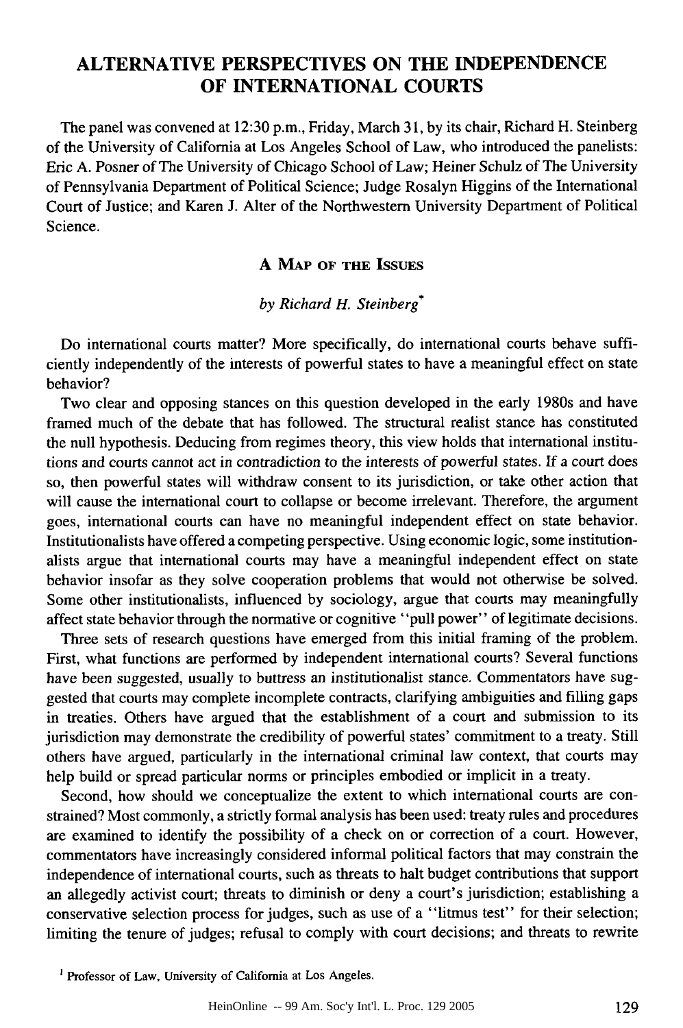# ALTERNATIVE PERSPECTIVES ON THE INDEPENDENCE OF INTERNATIONAL COURTS

The panel was convened at 12:30 p.m., Friday, March 31, by its chair, Richard H. Steinberg of the University of California at Los Angeles School of Law, who introduced the panelists: Eric A. Posner of The University of Chicago School of Law; Heiner Schulz of The University of Pennsylvania Department of Political Science; Judge Rosalyn Higgins of the International Court of Justice; and Karen J. Alter of the Northwestern University Department of Political Science.

## A MAP OF THE ISSUES

*by Richard H. Steinberg*[*]

Do international courts matter? More specifically, do international courts behave sufficiently independently of the interests of powerful states to have a meaningful effect on state behavior?

Two clear and opposing stances on this question developed in the early 1980s and have framed much of the debate that has followed. The structural realist stance has constituted the null hypothesis. Deducing from regimes theory, this view holds that international institutions and courts cannot act in contradiction to the interests of powerful states. If a court does so, then powerful states will withdraw consent to its jurisdiction, or take other action that will cause the international court to collapse or become irrelevant. Therefore, the argument goes, international courts can have no meaningful independent effect on state behavior. Institutionalists have offered a competing perspective. Using economic logic, some institutionalists argue that international courts may have a meaningful independent effect on state behavior insofar as they solve cooperation problems that would not otherwise be solved. Some other institutionalists, influenced by sociology, argue that courts may meaningfully affect state behavior through the normative or cognitive "pull power" of legitimate decisions.

Three sets of research questions have emerged from this initial framing of the problem. First, what functions are performed by independent international courts? Several functions have been suggested, usually to buttress an institutionalist stance. Commentators have suggested that courts may complete incomplete contracts, clarifying ambiguities and filling gaps in treaties. Others have argued that the establishment of a court and submission to its jurisdiction may demonstrate the credibility of powerful states' commitment to a treaty. Still others have argued, particularly in the international criminal law context, that courts may help build or spread particular norms or principles embodied or implicit in a treaty.

Second, how should we conceptualize the extent to which international courts are constrained? Most commonly, a strictly formal analysis has been used: treaty rules and procedures are examined to identify the possibility of a check on or correction of a court. However, commentators have increasingly considered informal political factors that may constrain the independence of international courts, such as threats to halt budget contributions that support an allegedly activist court; threats to diminish or deny a court's jurisdiction; establishing a conservative selection process for judges, such as use of a "litmus test" for their selection; limiting the tenure of judges; refusal to comply with court decisions; and threats to rewrite

[*] Professor of Law, University of California at Los Angeles.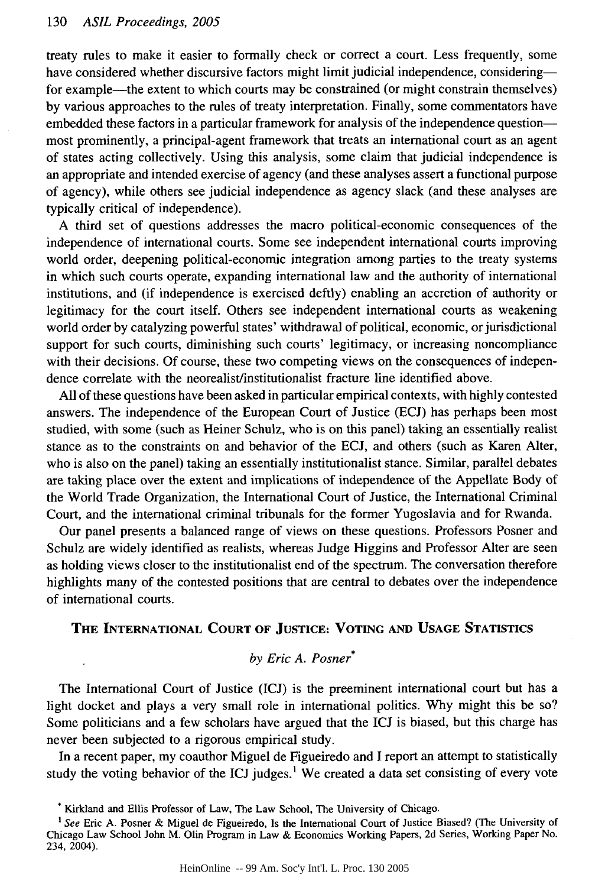treaty rules to make it easier to formally check or correct a court. Less frequently, some have considered whether discursive factors might limit judicial independence, considering—for example—the extent to which courts may be constrained (or might constrain themselves) by various approaches to the rules of treaty interpretation. Finally, some commentators have embedded these factors in a particular framework for analysis of the independence question—most prominently, a principal-agent framework that treats an international court as an agent of states acting collectively. Using this analysis, some claim that judicial independence is an appropriate and intended exercise of agency (and these analyses assert a functional purpose of agency), while others see judicial independence as agency slack (and these analyses are typically critical of independence).

A third set of questions addresses the macro political-economic consequences of the independence of international courts. Some see independent international courts improving world order, deepening political-economic integration among parties to the treaty systems in which such courts operate, expanding international law and the authority of international institutions, and (if independence is exercised deftly) enabling an accretion of authority or legitimacy for the court itself. Others see independent international courts as weakening world order by catalyzing powerful states' withdrawal of political, economic, or jurisdictional support for such courts, diminishing such courts' legitimacy, or increasing noncompliance with their decisions. Of course, these two competing views on the consequences of independence correlate with the neorealist/institutionalist fracture line identified above.

All of these questions have been asked in particular empirical contexts, with highly contested answers. The independence of the European Court of Justice (ECJ) has perhaps been most studied, with some (such as Heiner Schulz, who is on this panel) taking an essentially realist stance as to the constraints on and behavior of the ECJ, and others (such as Karen Alter, who is also on the panel) taking an essentially institutionalist stance. Similar, parallel debates are taking place over the extent and implications of independence of the Appellate Body of the World Trade Organization, the International Court of Justice, the International Criminal Court, and the international criminal tribunals for the former Yugoslavia and for Rwanda.

Our panel presents a balanced range of views on these questions. Professors Posner and Schulz are widely identified as realists, whereas Judge Higgins and Professor Alter are seen as holding views closer to the institutionalist end of the spectrum. The conversation therefore highlights many of the contested positions that are central to debates over the independence of international courts.

## The International Court of Justice: Voting and Usage Statistics

*by Eric A. Posner*[*]

The International Court of Justice (ICJ) is the preeminent international court but has a light docket and plays a very small role in international politics. Why might this be so? Some politicians and a few scholars have argued that the ICJ is biased, but this charge has never been subjected to a rigorous empirical study.

In a recent paper, my coauthor Miguel de Figueiredo and I report an attempt to statistically study the voting behavior of the ICJ judges.[1] We created a data set consisting of every vote

[*] Kirkland and Ellis Professor of Law, The Law School, The University of Chicago.

[1] *See* Eric A. Posner & Miguel de Figueiredo, Is the International Court of Justice Biased? (The University of Chicago Law School John M. Olin Program in Law & Economics Working Papers, 2d Series, Working Paper No. 234, 2004).